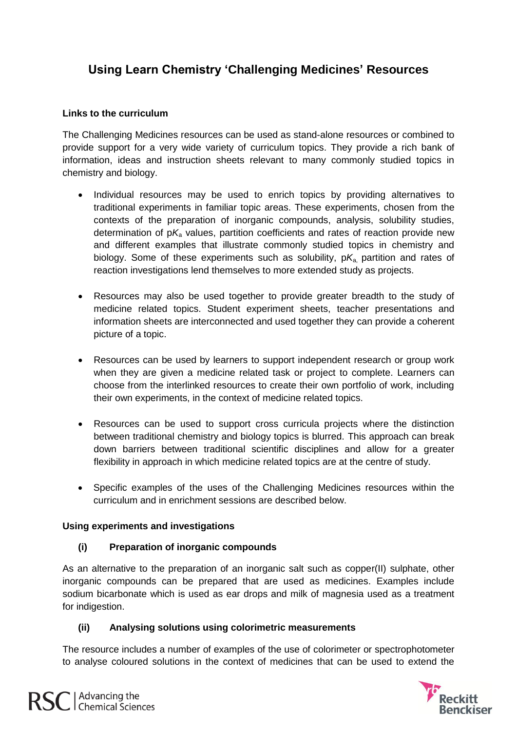# Using Learn Chemistry 'Challenging Medicines' Resources

**Links to the curriculum**

The Challenging Medicines resources can be used as stand-alone resources or combined to provide support for a very wide variety of curriculum topics. They provide a rich bank of information, ideas and instruction sheets relevant to many commonly studied topics in chemistry and biology.

- Individual resources may be used to enrich topics by providing alternatives to traditional experiments in familiar topic areas. These experiments, chosen from the contexts of the preparation of inorganic compounds, analysis, solubility studies, determination of p$K_a$ values, partition coefficients and rates of reaction provide new and different examples that illustrate commonly studied topics in chemistry and biology. Some of these experiments such as solubility, p$K_a$, partition and rates of reaction investigations lend themselves to more extended study as projects.

- Resources may also be used together to provide greater breadth to the study of medicine related topics. Student experiment sheets, teacher presentations and information sheets are interconnected and used together they can provide a coherent picture of a topic.

- Resources can be used by learners to support independent research or group work when they are given a medicine related task or project to complete. Learners can choose from the interlinked resources to create their own portfolio of work, including their own experiments, in the context of medicine related topics.

- Resources can be used to support cross curricula projects where the distinction between traditional chemistry and biology topics is blurred. This approach can break down barriers between traditional scientific disciplines and allow for a greater flexibility in approach in which medicine related topics are at the centre of study.

- Specific examples of the uses of the Challenging Medicines resources within the curriculum and in enrichment sessions are described below.

**Using experiments and investigations**

**(i) Preparation of inorganic compounds**

As an alternative to the preparation of an inorganic salt such as copper(II) sulphate, other inorganic compounds can be prepared that are used as medicines. Examples include sodium bicarbonate which is used as ear drops and milk of magnesia used as a treatment for indigestion.

**(ii) Analysing solutions using colorimetric measurements**

The resource includes a number of examples of the use of colorimeter or spectrophotometer to analyse coloured solutions in the context of medicines that can be used to extend the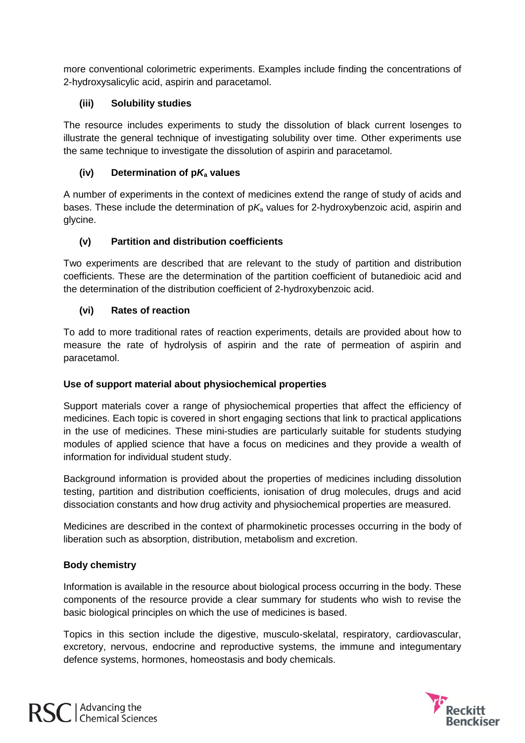more conventional colorimetric experiments. Examples include finding the concentrations of 2-hydroxysalicylic acid, aspirin and paracetamol.

### (iii) Solubility studies

The resource includes experiments to study the dissolution of black current losenges to illustrate the general technique of investigating solubility over time. Other experiments use the same technique to investigate the dissolution of aspirin and paracetamol.

### (iv) Determination of p$K_a$ values

A number of experiments in the context of medicines extend the range of study of acids and bases. These include the determination of p$K_a$ values for 2-hydroxybenzoic acid, aspirin and glycine.

### (v) Partition and distribution coefficients

Two experiments are described that are relevant to the study of partition and distribution coefficients. These are the determination of the partition coefficient of butanedioic acid and the determination of the distribution coefficient of 2-hydroxybenzoic acid.

### (vi) Rates of reaction

To add to more traditional rates of reaction experiments, details are provided about how to measure the rate of hydrolysis of aspirin and the rate of permeation of aspirin and paracetamol.

**Use of support material about physiochemical properties**

Support materials cover a range of physiochemical properties that affect the efficiency of medicines. Each topic is covered in short engaging sections that link to practical applications in the use of medicines. These mini-studies are particularly suitable for students studying modules of applied science that have a focus on medicines and they provide a wealth of information for individual student study.

Background information is provided about the properties of medicines including dissolution testing, partition and distribution coefficients, ionisation of drug molecules, drugs and acid dissociation constants and how drug activity and physiochemical properties are measured.

Medicines are described in the context of pharmokinetic processes occurring in the body of liberation such as absorption, distribution, metabolism and excretion.

**Body chemistry**

Information is available in the resource about biological process occurring in the body. These components of the resource provide a clear summary for students who wish to revise the basic biological principles on which the use of medicines is based.

Topics in this section include the digestive, musculo-skelatal, respiratory, cardiovascular, excretory, nervous, endocrine and reproductive systems, the immune and integumentary defence systems, hormones, homeostasis and body chemicals.